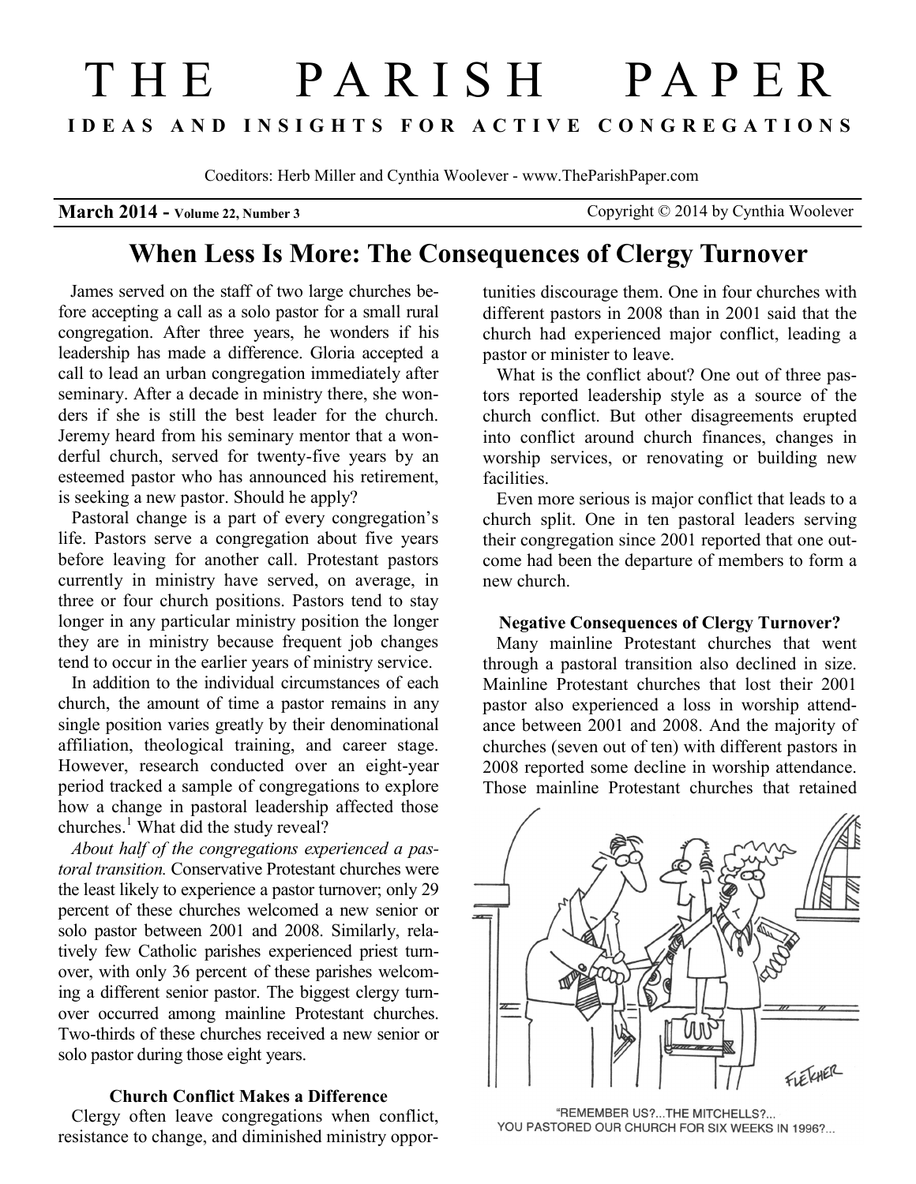# THE PARISH PAPER

**IDEAS AND INSIGHTS FOR ACTIVE CONGREGATIONS**

Coeditors: Herb Miller and Cynthia Woolever - www.TheParishPaper.com

**March 2014 - Volume 22, Number 3** Copyright © 2014 by Cynthia Woolever

## When Less Is More: The Consequences of Clergy Turnover

James served on the staff of two large churches before accepting a call as a solo pastor for a small rural congregation. After three years, he wonders if his leadership has made a difference. Gloria accepted a call to lead an urban congregation immediately after seminary. After a decade in ministry there, she wonders if she is still the best leader for the church. Jeremy heard from his seminary mentor that a wonderful church, served for twenty-five years by an esteemed pastor who has announced his retirement, is seeking a new pastor. Should he apply?

Pastoral change is a part of every congregation's life. Pastors serve a congregation about five years before leaving for another call. Protestant pastors currently in ministry have served, on average, in three or four church positions. Pastors tend to stay longer in any particular ministry position the longer they are in ministry because frequent job changes tend to occur in the earlier years of ministry service.

In addition to the individual circumstances of each church, the amount of time a pastor remains in any single position varies greatly by their denominational affiliation, theological training, and career stage. However, research conducted over an eight-year period tracked a sample of congregations to explore how a change in pastoral leadership affected those churches.[1] What did the study reveal?

*About half of the congregations experienced a pastoral transition.* Conservative Protestant churches were the least likely to experience a pastor turnover; only 29 percent of these churches welcomed a new senior or solo pastor between 2001 and 2008. Similarly, relatively few Catholic parishes experienced priest turnover, with only 36 percent of these parishes welcoming a different senior pastor. The biggest clergy turnover occurred among mainline Protestant churches. Two-thirds of these churches received a new senior or solo pastor during those eight years.

### Church Conflict Makes a Difference

Clergy often leave congregations when conflict, resistance to change, and diminished ministry opportunities discourage them. One in four churches with different pastors in 2008 than in 2001 said that the church had experienced major conflict, leading a pastor or minister to leave.

What is the conflict about? One out of three pastors reported leadership style as a source of the church conflict. But other disagreements erupted into conflict around church finances, changes in worship services, or renovating or building new facilities.

Even more serious is major conflict that leads to a church split. One in ten pastoral leaders serving their congregation since 2001 reported that one outcome had been the departure of members to form a new church.

### Negative Consequences of Clergy Turnover?

Many mainline Protestant churches that went through a pastoral transition also declined in size. Mainline Protestant churches that lost their 2001 pastor also experienced a loss in worship attendance between 2001 and 2008. And the majority of churches (seven out of ten) with different pastors in 2008 reported some decline in worship attendance. Those mainline Protestant churches that retained

"REMEMBER US?...THE MITCHELLS?... YOU PASTORED OUR CHURCH FOR SIX WEEKS IN 1996?...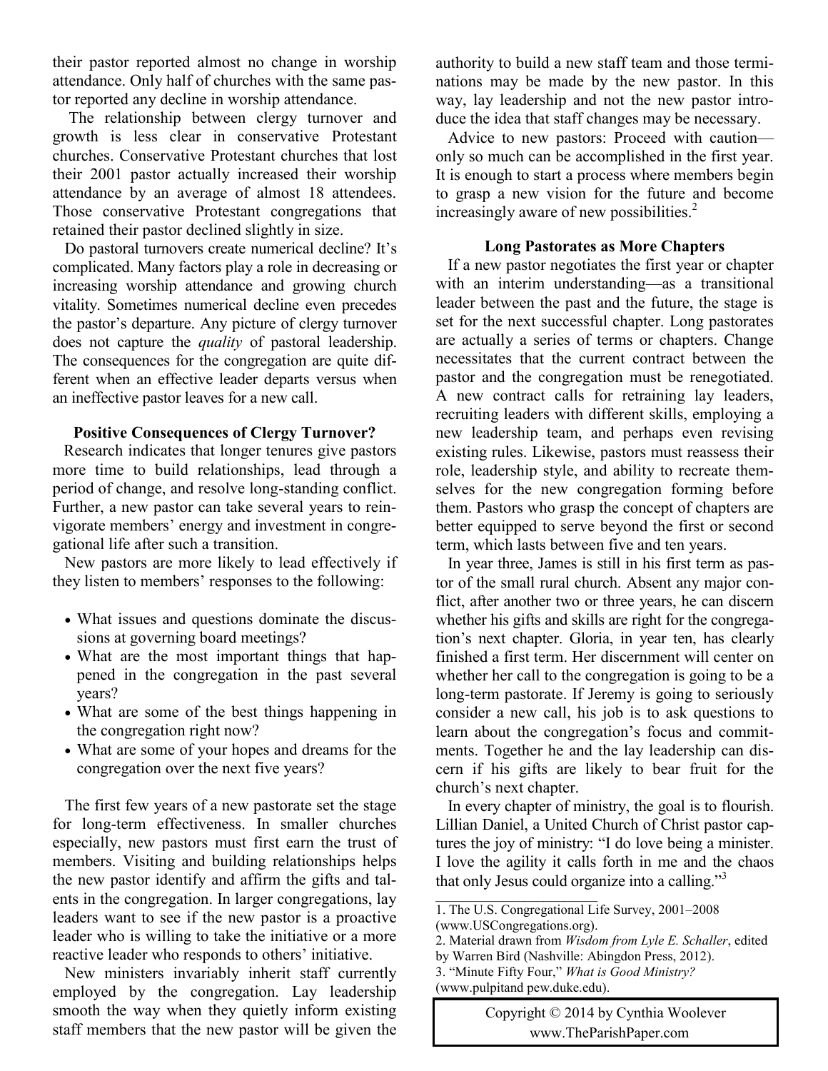their pastor reported almost no change in worship attendance. Only half of churches with the same pastor reported any decline in worship attendance.

The relationship between clergy turnover and growth is less clear in conservative Protestant churches. Conservative Protestant churches that lost their 2001 pastor actually increased their worship attendance by an average of almost 18 attendees. Those conservative Protestant congregations that retained their pastor declined slightly in size.

Do pastoral turnovers create numerical decline? It's complicated. Many factors play a role in decreasing or increasing worship attendance and growing church vitality. Sometimes numerical decline even precedes the pastor's departure. Any picture of clergy turnover does not capture the *quality* of pastoral leadership. The consequences for the congregation are quite different when an effective leader departs versus when an ineffective pastor leaves for a new call.

**Positive Consequences of Clergy Turnover?**

Research indicates that longer tenures give pastors more time to build relationships, lead through a period of change, and resolve long-standing conflict. Further, a new pastor can take several years to reinvigorate members' energy and investment in congregational life after such a transition.

New pastors are more likely to lead effectively if they listen to members' responses to the following:

- What issues and questions dominate the discussions at governing board meetings?
- What are the most important things that happened in the congregation in the past several years?
- What are some of the best things happening in the congregation right now?
- What are some of your hopes and dreams for the congregation over the next five years?

The first few years of a new pastorate set the stage for long-term effectiveness. In smaller churches especially, new pastors must first earn the trust of members. Visiting and building relationships helps the new pastor identify and affirm the gifts and talents in the congregation. In larger congregations, lay leaders want to see if the new pastor is a proactive leader who is willing to take the initiative or a more reactive leader who responds to others' initiative.

New ministers invariably inherit staff currently employed by the congregation. Lay leadership smooth the way when they quietly inform existing staff members that the new pastor will be given the authority to build a new staff team and those terminations may be made by the new pastor. In this way, lay leadership and not the new pastor introduce the idea that staff changes may be necessary.

Advice to new pastors: Proceed with caution—only so much can be accomplished in the first year. It is enough to start a process where members begin to grasp a new vision for the future and become increasingly aware of new possibilities.[2]

**Long Pastorates as More Chapters**

If a new pastor negotiates the first year or chapter with an interim understanding—as a transitional leader between the past and the future, the stage is set for the next successful chapter. Long pastorates are actually a series of terms or chapters. Change necessitates that the current contract between the pastor and the congregation must be renegotiated. A new contract calls for retraining lay leaders, recruiting leaders with different skills, employing a new leadership team, and perhaps even revising existing rules. Likewise, pastors must reassess their role, leadership style, and ability to recreate themselves for the new congregation forming before them. Pastors who grasp the concept of chapters are better equipped to serve beyond the first or second term, which lasts between five and ten years.

In year three, James is still in his first term as pastor of the small rural church. Absent any major conflict, after another two or three years, he can discern whether his gifts and skills are right for the congregation's next chapter. Gloria, in year ten, has clearly finished a first term. Her discernment will center on whether her call to the congregation is going to be a long-term pastorate. If Jeremy is going to seriously consider a new call, his job is to ask questions to learn about the congregation's focus and commitments. Together he and the lay leadership can discern if his gifts are likely to bear fruit for the church's next chapter.

In every chapter of ministry, the goal is to flourish. Lillian Daniel, a United Church of Christ pastor captures the joy of ministry: "I do love being a minister. I love the agility it calls forth in me and the chaos that only Jesus could organize into a calling."[3]

---

1. The U.S. Congregational Life Survey, 2001–2008 (www.USCongregations.org).
2. Material drawn from *Wisdom from Lyle E. Schaller*, edited by Warren Bird (Nashville: Abingdon Press, 2012).
3. "Minute Fifty Four," *What is Good Ministry?* (www.pulpitand pew.duke.edu).

Copyright © 2014 by Cynthia Woolever
www.TheParishPaper.com